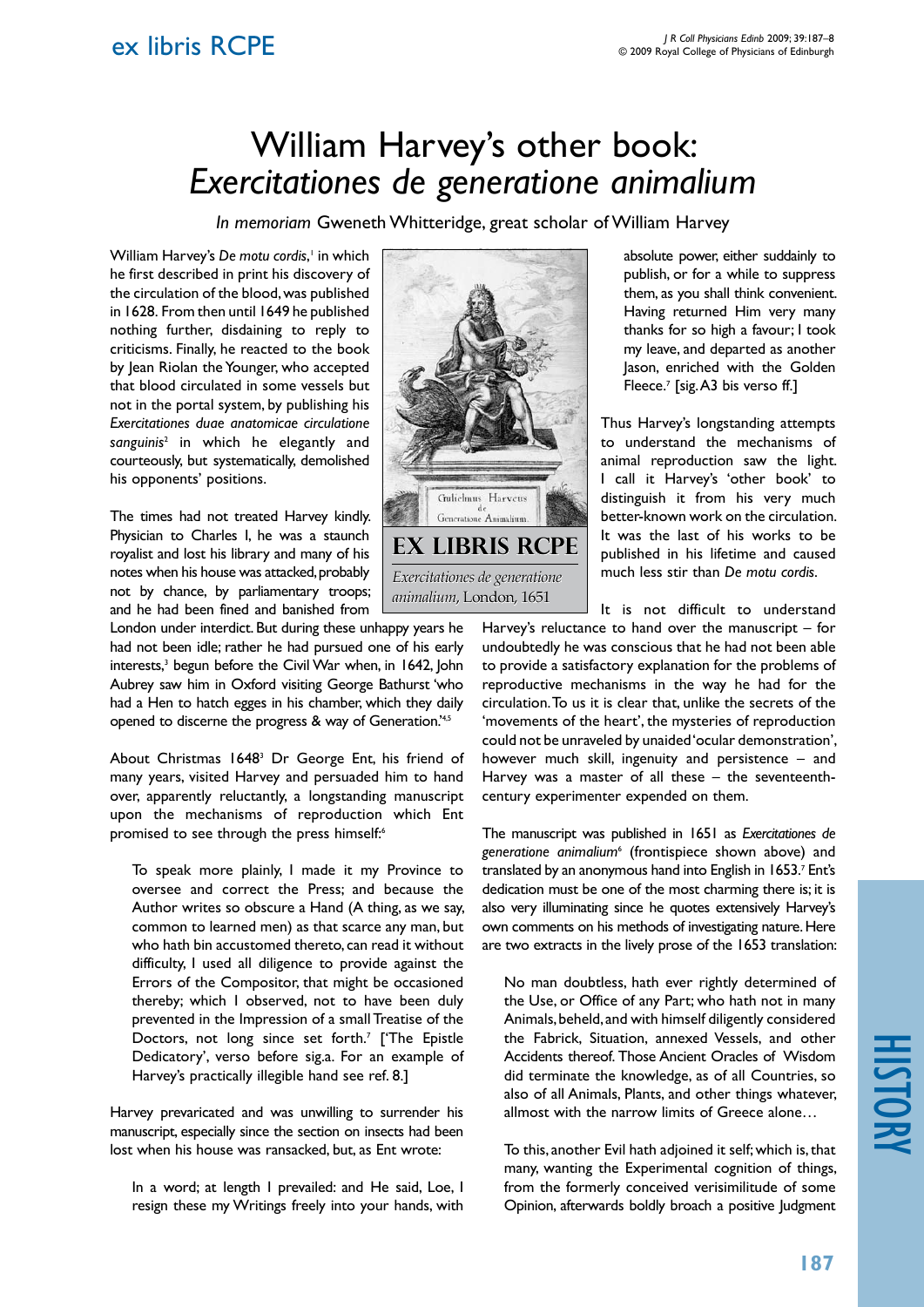# William Harvey's other book: *Exercitationes de generatione animalium*

*In memoriam* Gweneth Whitteridge, great scholar of William Harvey

William Harvey's *De motu cordis*,[1] in which he first described in print his discovery of the circulation of the blood, was published in 1628. From then until 1649 he published nothing further, disdaining to reply to criticisms. Finally, he reacted to the book by Jean Riolan the Younger, who accepted that blood circulated in some vessels but not in the portal system, by publishing his *Exercitationes duae anatomicae circulatione sanguinis*[2] in which he elegantly and courteously, but systematically, demolished his opponents' positions.

The times had not treated Harvey kindly. Physician to Charles I, he was a staunch royalist and lost his library and many of his notes when his house was attacked, probably not by chance, by parliamentary troops; and he had been fined and banished from London under interdict. But during these unhappy years he had not been idle; rather he had pursued one of his early interests,[3] begun before the Civil War when, in 1642, John Aubrey saw him in Oxford visiting George Bathurst 'who had a Hen to hatch egges in his chamber, which they daily opened to discerne the progress & way of Generation.'[4,5]

About Christmas 1648[3] Dr George Ent, his friend of many years, visited Harvey and persuaded him to hand over, apparently reluctantly, a longstanding manuscript upon the mechanisms of reproduction which Ent promised to see through the press himself:[6]

> To speak more plainly, I made it my Province to oversee and correct the Press; and because the Author writes so obscure a Hand (A thing, as we say, common to learned men) as that scarce any man, but who hath bin accustomed thereto, can read it without difficulty, I used all diligence to provide against the Errors of the Compositor, that might be occasioned thereby; which I observed, not to have been duly prevented in the Impression of a small Treatise of the Doctors, not long since set forth.[7] ['The Epistle Dedicatory', verso before sig.a. For an example of Harvey's practically illegible hand see ref. 8.]

Harvey prevaricated and was unwilling to surrender his manuscript, especially since the section on insects had been lost when his house was ransacked, but, as Ent wrote:

> In a word; at length I prevailed: and He said, Loe, I resign these my Writings freely into your hands, with absolute power, either suddainly to publish, or for a while to suppress them, as you shall think convenient. Having returned Him very many thanks for so high a favour; I took my leave, and departed as another Jason, enriched with the Golden Fleece.[7] [sig. A3 bis verso ff.]

**EX LIBRIS RCPE**

*Exercitationes de generatione animalium*, London, 1651

Thus Harvey's longstanding attempts to understand the mechanisms of animal reproduction saw the light. I call it Harvey's 'other book' to distinguish it from his very much better-known work on the circulation. It was the last of his works to be published in his lifetime and caused much less stir than *De motu cordis*.

It is not difficult to understand Harvey's reluctance to hand over the manuscript – for undoubtedly he was conscious that he had not been able to provide a satisfactory explanation for the problems of reproductive mechanisms in the way he had for the circulation. To us it is clear that, unlike the secrets of the 'movements of the heart', the mysteries of reproduction could not be unraveled by unaided 'ocular demonstration', however much skill, ingenuity and persistence – and Harvey was a master of all these – the seventeenth-century experimenter expended on them.

The manuscript was published in 1651 as *Exercitationes de generatione animalium*[6] (frontispiece shown above) and translated by an anonymous hand into English in 1653.[7] Ent's dedication must be one of the most charming there is; it is also very illuminating since he quotes extensively Harvey's own comments on his methods of investigating nature. Here are two extracts in the lively prose of the 1653 translation:

> No man doubtless, hath ever rightly determined of the Use, or Office of any Part; who hath not in many Animals, beheld, and with himself diligently considered the Fabrick, Situation, annexed Vessels, and other Accidents thereof. Those Ancient Oracles of Wisdom did terminate the knowledge, as of all Countries, so also of all Animals, Plants, and other things whatever, allmost with the narrow limits of Greece alone…

> To this, another Evil hath adjoined it self; which is, that many, wanting the Experimental cognition of things, from the formerly conceived verisimilitude of some Opinion, afterwards boldly broach a positive Judgment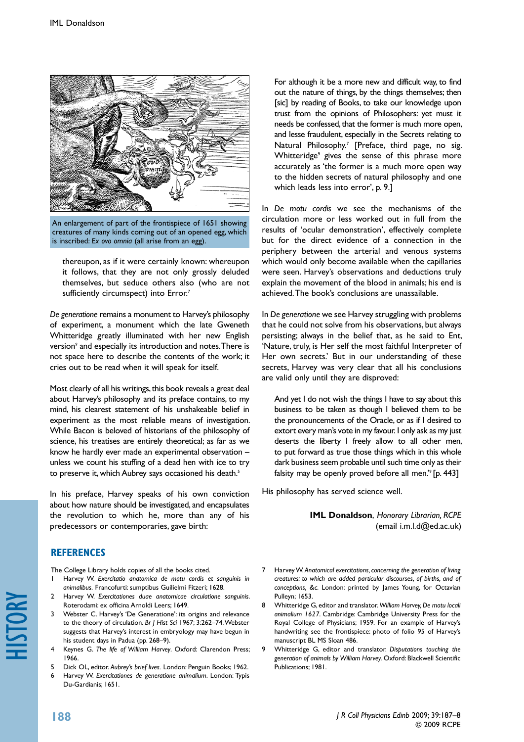An enlargement of part of the frontispiece of 1651 showing creatures of many kinds coming out of an opened egg, which is inscribed: *Ex ovo omnia* (all arise from an egg).

> thereupon, as if it were certainly known: whereupon it follows, that they are not only grossly deluded themselves, but seduce others also (who are not sufficiently circumspect) into Error.[7]

*De generatione* remains a monument to Harvey's philosophy of experiment, a monument which the late Gweneth Whitteridge greatly illuminated with her new English version[9] and especially its introduction and notes. There is not space here to describe the contents of the work; it cries out to be read when it will speak for itself.

Most clearly of all his writings, this book reveals a great deal about Harvey's philosophy and its preface contains, to my mind, his clearest statement of his unshakeable belief in experiment as the most reliable means of investigation. While Bacon is beloved of historians of the philosophy of science, his treatises are entirely theoretical; as far as we know he hardly ever made an experimental observation – unless we count his stuffing of a dead hen with ice to try to preserve it, which Aubrey says occasioned his death.[5]

In his preface, Harvey speaks of his own conviction about how nature should be investigated, and encapsulates the revolution to which he, more than any of his predecessors or contemporaries, gave birth:

> For although it be a more new and difficult way, to find out the nature of things, by the things themselves; then [sic] by reading of Books, to take our knowledge upon trust from the opinions of Philosophers: yet must it needs be confessed, that the former is much more open, and lesse fraudulent, especially in the Secrets relating to Natural Philosophy.[7] [Preface, third page, no sig. Whitteridge[9] gives the sense of this phrase more accurately as 'the former is a much more open way to the hidden secrets of natural philosophy and one which leads less into error', p. 9.]

In *De motu cordis* we see the mechanisms of the circulation more or less worked out in full from the results of 'ocular demonstration', effectively complete but for the direct evidence of a connection in the periphery between the arterial and venous systems which would only become available when the capillaries were seen. Harvey's observations and deductions truly explain the movement of the blood in animals; his end is achieved. The book's conclusions are unassailable.

In *De generatione* we see Harvey struggling with problems that he could not solve from his observations, but always persisting; always in the belief that, as he said to Ent, 'Nature, truly, is Her self the most faithful Interpreter of Her own secrets.' But in our understanding of these secrets, Harvey was very clear that all his conclusions are valid only until they are disproved:

> And yet I do not wish the things I have to say about this business to be taken as though I believed them to be the pronouncements of the Oracle, or as if I desired to extort every man's vote in my favour. I only ask as my just deserts the liberty I freely allow to all other men, to put forward as true those things which in this whole dark business seem probable until such time only as their falsity may be openly proved before all men.'[9] [p. 443]

His philosophy has served science well.

**IML Donaldson**, *Honorary Librarian, RCPE*
(email i.m.l.d@ed.ac.uk)

## REFERENCES

The College Library holds copies of all the books cited.

1. Harvey W. *Exercitatio anatomica de motu cordis et sanguinis in animalibus*. Francofurti: sumptibus Guilielmi Fitzeri; 1628.
2. Harvey W. *Exercitationes duae anatomicae circulatione sanguinis*. Roterodami: ex officina Arnoldi Leers; 1649.
3. Webster C. Harvey's 'De Generatione': its origins and relevance to the theory of circulation. *Br J Hist Sci* 1967; 3:262–74. Webster suggests that Harvey's interest in embryology may have begun in his student days in Padua (pp. 268–9).
4. Keynes G. *The life of William Harvey*. Oxford: Clarendon Press; 1966.
5. Dick OL, editor. *Aubrey's brief lives*. London: Penguin Books; 1962.
6. Harvey W. *Exercitationes de generatione animalium*. London: Typis Du-Gardianis; 1651.
7. Harvey W. *Anatomical exercitations, concerning the generation of living creatures: to which are added particular discourses, of births, and of conceptions, &c.* London: printed by James Young, for Octavian Pulleyn; 1653.
8. Whitteridge G, editor and translator. *William Harvey, De motu locali animalium 1627*. Cambridge: Cambridge University Press for the Royal College of Physicians; 1959. For an example of Harvey's handwriting see the frontispiece: photo of folio 95 of Harvey's manuscript BL MS Sloan 486.
9. Whitteridge G, editor and translator. *Disputations touching the generation of animals by William Harvey*. Oxford: Blackwell Scientific Publications; 1981.